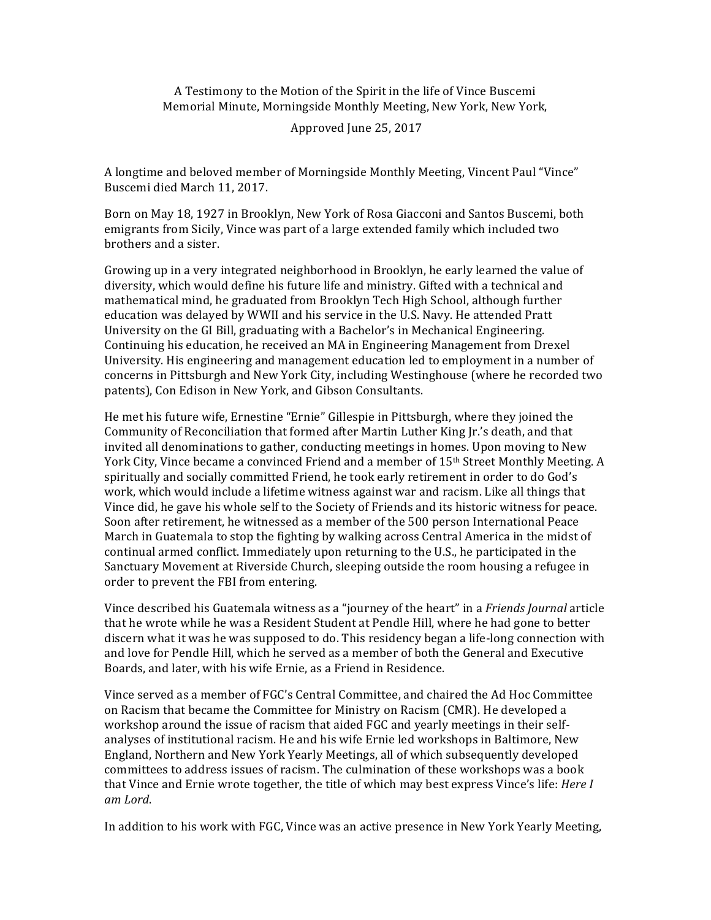A Testimony to the Motion of the Spirit in the life of Vince Buscemi
Memorial Minute, Morningside Monthly Meeting, New York, New York,

Approved June 25, 2017

A longtime and beloved member of Morningside Monthly Meeting, Vincent Paul "Vince" Buscemi died March 11, 2017.

Born on May 18, 1927 in Brooklyn, New York of Rosa Giacconi and Santos Buscemi, both emigrants from Sicily, Vince was part of a large extended family which included two brothers and a sister.

Growing up in a very integrated neighborhood in Brooklyn, he early learned the value of diversity, which would define his future life and ministry. Gifted with a technical and mathematical mind, he graduated from Brooklyn Tech High School, although further education was delayed by WWII and his service in the U.S. Navy. He attended Pratt University on the GI Bill, graduating with a Bachelor's in Mechanical Engineering. Continuing his education, he received an MA in Engineering Management from Drexel University. His engineering and management education led to employment in a number of concerns in Pittsburgh and New York City, including Westinghouse (where he recorded two patents), Con Edison in New York, and Gibson Consultants.

He met his future wife, Ernestine "Ernie" Gillespie in Pittsburgh, where they joined the Community of Reconciliation that formed after Martin Luther King Jr.'s death, and that invited all denominations to gather, conducting meetings in homes. Upon moving to New York City, Vince became a convinced Friend and a member of 15th Street Monthly Meeting. A spiritually and socially committed Friend, he took early retirement in order to do God's work, which would include a lifetime witness against war and racism. Like all things that Vince did, he gave his whole self to the Society of Friends and its historic witness for peace. Soon after retirement, he witnessed as a member of the 500 person International Peace March in Guatemala to stop the fighting by walking across Central America in the midst of continual armed conflict. Immediately upon returning to the U.S., he participated in the Sanctuary Movement at Riverside Church, sleeping outside the room housing a refugee in order to prevent the FBI from entering.

Vince described his Guatemala witness as a "journey of the heart" in a *Friends Journal* article that he wrote while he was a Resident Student at Pendle Hill, where he had gone to better discern what it was he was supposed to do. This residency began a life-long connection with and love for Pendle Hill, which he served as a member of both the General and Executive Boards, and later, with his wife Ernie, as a Friend in Residence.

Vince served as a member of FGC's Central Committee, and chaired the Ad Hoc Committee on Racism that became the Committee for Ministry on Racism (CMR). He developed a workshop around the issue of racism that aided FGC and yearly meetings in their self-analyses of institutional racism. He and his wife Ernie led workshops in Baltimore, New England, Northern and New York Yearly Meetings, all of which subsequently developed committees to address issues of racism. The culmination of these workshops was a book that Vince and Ernie wrote together, the title of which may best express Vince's life: *Here I am Lord*.

In addition to his work with FGC, Vince was an active presence in New York Yearly Meeting,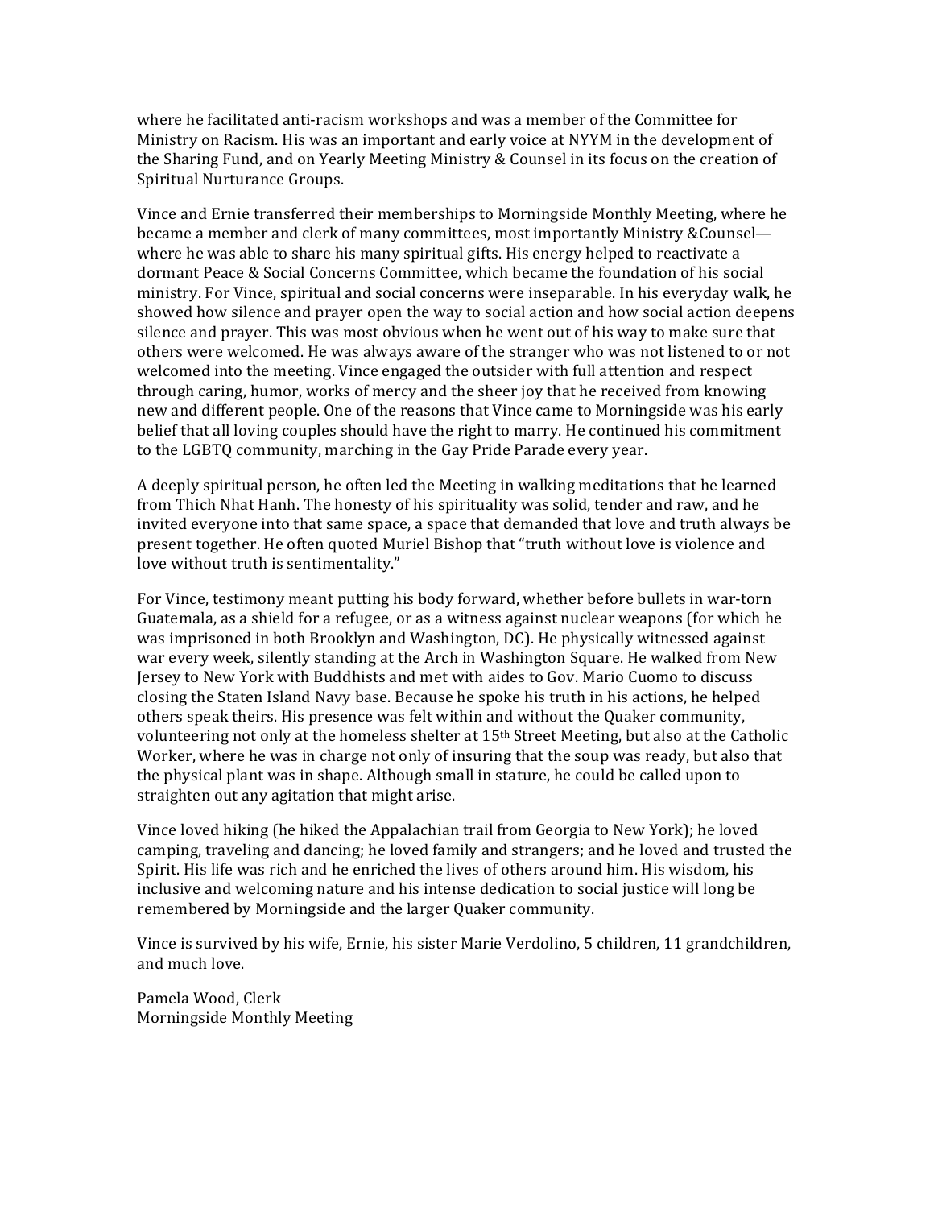where he facilitated anti-racism workshops and was a member of the Committee for Ministry on Racism. His was an important and early voice at NYYM in the development of the Sharing Fund, and on Yearly Meeting Ministry & Counsel in its focus on the creation of Spiritual Nurturance Groups.

Vince and Ernie transferred their memberships to Morningside Monthly Meeting, where he became a member and clerk of many committees, most importantly Ministry &Counsel—where he was able to share his many spiritual gifts. His energy helped to reactivate a dormant Peace & Social Concerns Committee, which became the foundation of his social ministry. For Vince, spiritual and social concerns were inseparable. In his everyday walk, he showed how silence and prayer open the way to social action and how social action deepens silence and prayer. This was most obvious when he went out of his way to make sure that others were welcomed. He was always aware of the stranger who was not listened to or not welcomed into the meeting. Vince engaged the outsider with full attention and respect through caring, humor, works of mercy and the sheer joy that he received from knowing new and different people. One of the reasons that Vince came to Morningside was his early belief that all loving couples should have the right to marry. He continued his commitment to the LGBTQ community, marching in the Gay Pride Parade every year.

A deeply spiritual person, he often led the Meeting in walking meditations that he learned from Thich Nhat Hanh. The honesty of his spirituality was solid, tender and raw, and he invited everyone into that same space, a space that demanded that love and truth always be present together. He often quoted Muriel Bishop that "truth without love is violence and love without truth is sentimentality."

For Vince, testimony meant putting his body forward, whether before bullets in war-torn Guatemala, as a shield for a refugee, or as a witness against nuclear weapons (for which he was imprisoned in both Brooklyn and Washington, DC). He physically witnessed against war every week, silently standing at the Arch in Washington Square. He walked from New Jersey to New York with Buddhists and met with aides to Gov. Mario Cuomo to discuss closing the Staten Island Navy base. Because he spoke his truth in his actions, he helped others speak theirs. His presence was felt within and without the Quaker community, volunteering not only at the homeless shelter at 15th Street Meeting, but also at the Catholic Worker, where he was in charge not only of insuring that the soup was ready, but also that the physical plant was in shape. Although small in stature, he could be called upon to straighten out any agitation that might arise.

Vince loved hiking (he hiked the Appalachian trail from Georgia to New York); he loved camping, traveling and dancing; he loved family and strangers; and he loved and trusted the Spirit. His life was rich and he enriched the lives of others around him. His wisdom, his inclusive and welcoming nature and his intense dedication to social justice will long be remembered by Morningside and the larger Quaker community.

Vince is survived by his wife, Ernie, his sister Marie Verdolino, 5 children, 11 grandchildren, and much love.

Pamela Wood, Clerk
Morningside Monthly Meeting